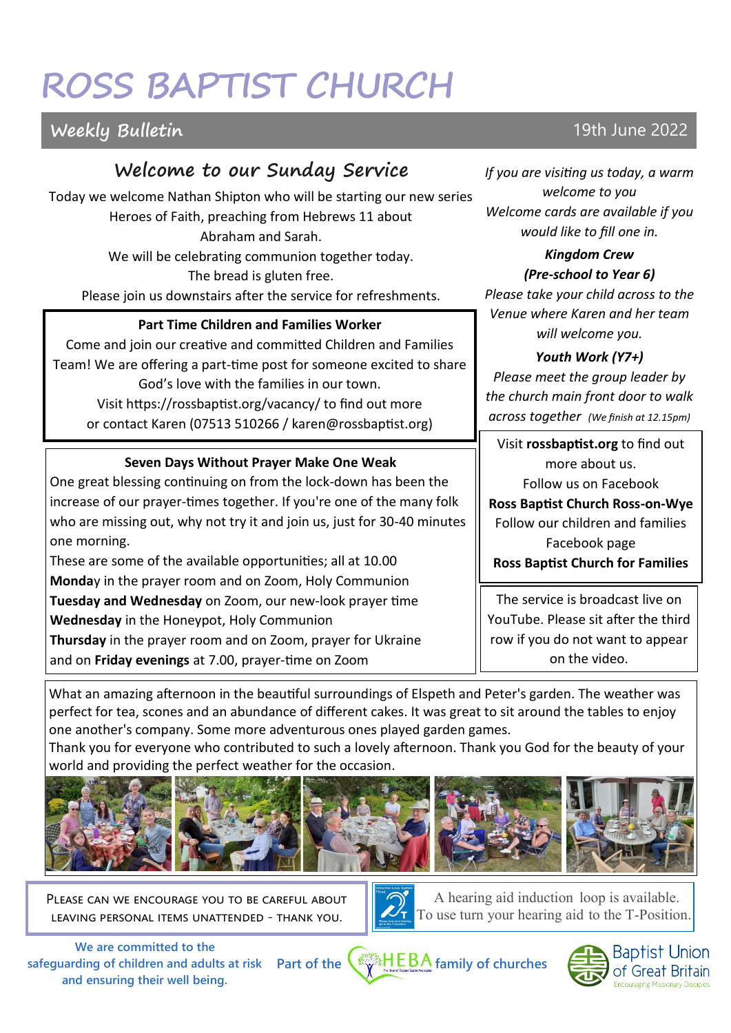# ROSS BAPTIST CHURCH

**Weekly Bulletin** — 19th June 2022

## Welcome to our Sunday Service

Today we welcome Nathan Shipton who will be starting our new series Heroes of Faith, preaching from Hebrews 11 about Abraham and Sarah.
We will be celebrating communion together today.
The bread is gluten free.
Please join us downstairs after the service for refreshments.

**Part Time Children and Families Worker**

Come and join our creative and committed Children and Families Team! We are offering a part-time post for someone excited to share God's love with the families in our town.
Visit https://rossbaptist.org/vacancy/ to find out more or contact Karen (07513 510266 / karen@rossbaptist.org)

**Seven Days Without Prayer Make One Weak**

One great blessing continuing on from the lock-down has been the increase of our prayer-times together. If you're one of the many folk who are missing out, why not try it and join us, just for 30-40 minutes one morning.
These are some of the available opportunities; all at 10.00
**Monda**y in the prayer room and on Zoom, Holy Communion
**Tuesday and Wednesday** on Zoom, our new-look prayer time
**Wednesday** in the Honeypot, Holy Communion
**Thursday** in the prayer room and on Zoom, prayer for Ukraine
and on **Friday evenings** at 7.00, prayer-time on Zoom

*If you are visiting us today, a warm welcome to you*
*Welcome cards are available if you would like to fill one in.*

***Kingdom Crew***
***(Pre-school to Year 6)***
*Please take your child across to the Venue where Karen and her team will welcome you.*

***Youth Work (Y7+)***
*Please meet the group leader by the church main front door to walk across together (We finish at 12.15pm)*

Visit **rossbaptist.org** to find out more about us.
Follow us on Facebook
**Ross Baptist Church Ross-on-Wye**
Follow our children and families Facebook page
**Ross Baptist Church for Families**

The service is broadcast live on YouTube. Please sit after the third row if you do not want to appear on the video.

What an amazing afternoon in the beautiful surroundings of Elspeth and Peter's garden. The weather was perfect for tea, scones and an abundance of different cakes. It was great to sit around the tables to enjoy one another's company. Some more adventurous ones played garden games.
Thank you for everyone who contributed to such a lovely afternoon. Thank you God for the beauty of your world and providing the perfect weather for the occasion.

PLEASE CAN WE ENCOURAGE YOU TO BE CAREFUL ABOUT LEAVING PERSONAL ITEMS UNATTENDED - THANK YOU.

A hearing aid induction loop is available. To use turn your hearing aid to the T-Position.

**We are committed to the safeguarding of children and adults at risk and ensuring their well being.**

**Part of the HEBA family of churches**

Baptist Union of Great Britain — Encouraging Missionary Disciples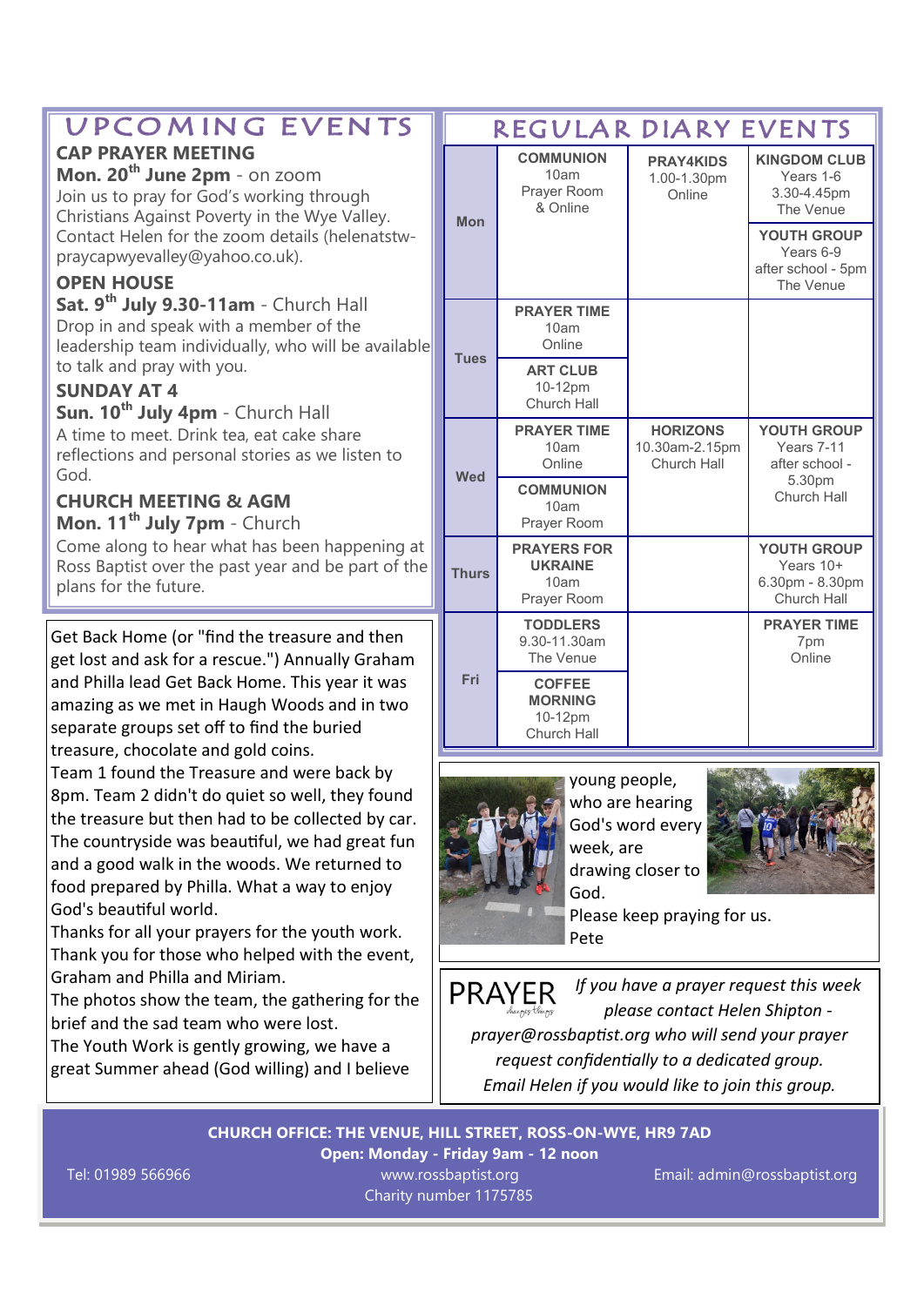## UPCOMING EVENTS

### CAP PRAYER MEETING

**Mon. 20th June 2pm** - on zoom

Join us to pray for God's working through Christians Against Poverty in the Wye Valley. Contact Helen for the zoom details (helenatstw-praycapwyevalley@yahoo.co.uk).

### OPEN HOUSE

**Sat. 9th July 9.30-11am** - Church Hall

Drop in and speak with a member of the leadership team individually, who will be available to talk and pray with you.

### SUNDAY AT 4

**Sun. 10th July 4pm** - Church Hall

A time to meet. Drink tea, eat cake share reflections and personal stories as we listen to God.

### CHURCH MEETING & AGM

**Mon. 11th July 7pm** - Church

Come along to hear what has been happening at Ross Baptist over the past year and be part of the plans for the future.

Get Back Home (or "find the treasure and then get lost and ask for a rescue.") Annually Graham and Philla lead Get Back Home. This year it was amazing as we met in Haugh Woods and in two separate groups set off to find the buried treasure, chocolate and gold coins.

Team 1 found the Treasure and were back by 8pm. Team 2 didn't do quiet so well, they found the treasure but then had to be collected by car. The countryside was beautiful, we had great fun and a good walk in the woods. We returned to food prepared by Philla. What a way to enjoy God's beautiful world.

Thanks for all your prayers for the youth work. Thank you for those who helped with the event, Graham and Philla and Miriam.

The photos show the team, the gathering for the brief and the sad team who were lost.

The Youth Work is gently growing, we have a great Summer ahead (God willing) and I believe young people, who are hearing God's word every week, are drawing closer to God.

Please keep praying for us.

Pete

## REGULAR DIARY EVENTS

| | | | |
|---|---|---|---|
| **Mon** | **COMMUNION** 10am Prayer Room & Online | **PRAY4KIDS** 1.00-1.30pm Online | **KINGDOM CLUB** Years 1-6 3.30-4.45pm The Venue<br>**YOUTH GROUP** Years 6-9 after school - 5pm The Venue |
| **Tues** | **PRAYER TIME** 10am Online<br>**ART CLUB** 10-12pm Church Hall | | |
| **Wed** | **PRAYER TIME** 10am Online<br>**COMMUNION** 10am Prayer Room | **HORIZONS** 10.30am-2.15pm Church Hall | **YOUTH GROUP** Years 7-11 after school - 5.30pm Church Hall |
| **Thurs** | **PRAYERS FOR UKRAINE** 10am Prayer Room | | **YOUTH GROUP** Years 10+ 6.30pm - 8.30pm Church Hall |
| **Fri** | **TODDLERS** 9.30-11.30am The Venue<br>**COFFEE MORNING** 10-12pm Church Hall | | **PRAYER TIME** 7pm Online |

PRAYER

*If you have a prayer request this week please contact Helen Shipton - prayer@rossbaptist.org who will send your prayer request confidentially to a dedicated group.*

*Email Helen if you would like to join this group.*

**CHURCH OFFICE: THE VENUE, HILL STREET, ROSS-ON-WYE, HR9 7AD**

**Open: Monday - Friday 9am - 12 noon**

Tel: 01989 566966

www.rossbaptist.org

Email: admin@rossbaptist.org

Charity number 1175785